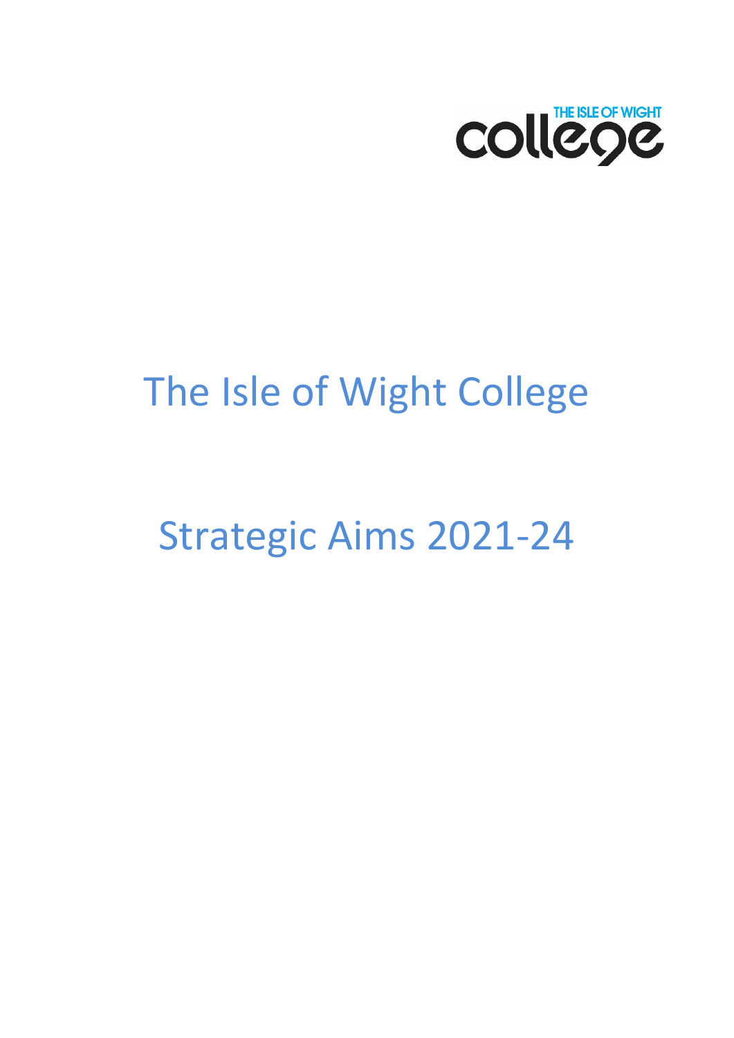# The Isle of Wight College

# Strategic Aims 2021-24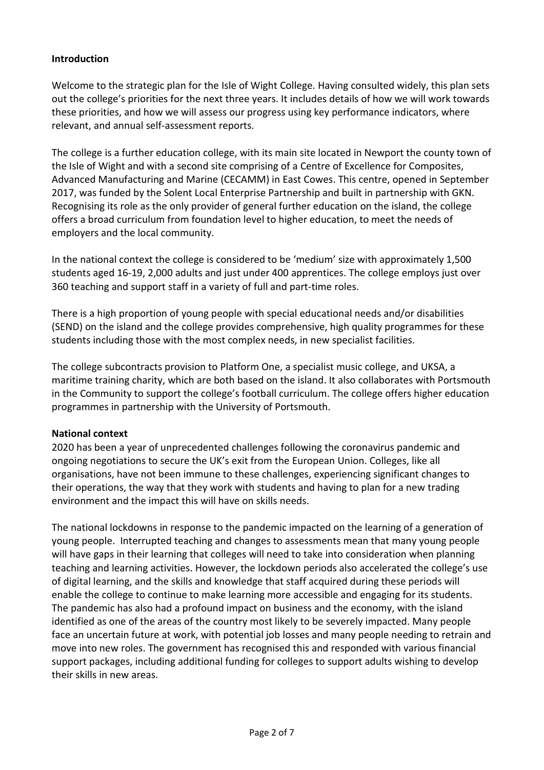## Introduction

Welcome to the strategic plan for the Isle of Wight College. Having consulted widely, this plan sets out the college's priorities for the next three years. It includes details of how we will work towards these priorities, and how we will assess our progress using key performance indicators, where relevant, and annual self-assessment reports.

The college is a further education college, with its main site located in Newport the county town of the Isle of Wight and with a second site comprising of a Centre of Excellence for Composites, Advanced Manufacturing and Marine (CECAMM) in East Cowes. This centre, opened in September 2017, was funded by the Solent Local Enterprise Partnership and built in partnership with GKN. Recognising its role as the only provider of general further education on the island, the college offers a broad curriculum from foundation level to higher education, to meet the needs of employers and the local community.

In the national context the college is considered to be 'medium' size with approximately 1,500 students aged 16-19, 2,000 adults and just under 400 apprentices. The college employs just over 360 teaching and support staff in a variety of full and part-time roles.

There is a high proportion of young people with special educational needs and/or disabilities (SEND) on the island and the college provides comprehensive, high quality programmes for these students including those with the most complex needs, in new specialist facilities.

The college subcontracts provision to Platform One, a specialist music college, and UKSA, a maritime training charity, which are both based on the island. It also collaborates with Portsmouth in the Community to support the college's football curriculum. The college offers higher education programmes in partnership with the University of Portsmouth.

## National context

2020 has been a year of unprecedented challenges following the coronavirus pandemic and ongoing negotiations to secure the UK's exit from the European Union. Colleges, like all organisations, have not been immune to these challenges, experiencing significant changes to their operations, the way that they work with students and having to plan for a new trading environment and the impact this will have on skills needs.

The national lockdowns in response to the pandemic impacted on the learning of a generation of young people. Interrupted teaching and changes to assessments mean that many young people will have gaps in their learning that colleges will need to take into consideration when planning teaching and learning activities. However, the lockdown periods also accelerated the college's use of digital learning, and the skills and knowledge that staff acquired during these periods will enable the college to continue to make learning more accessible and engaging for its students. The pandemic has also had a profound impact on business and the economy, with the island identified as one of the areas of the country most likely to be severely impacted. Many people face an uncertain future at work, with potential job losses and many people needing to retrain and move into new roles. The government has recognised this and responded with various financial support packages, including additional funding for colleges to support adults wishing to develop their skills in new areas.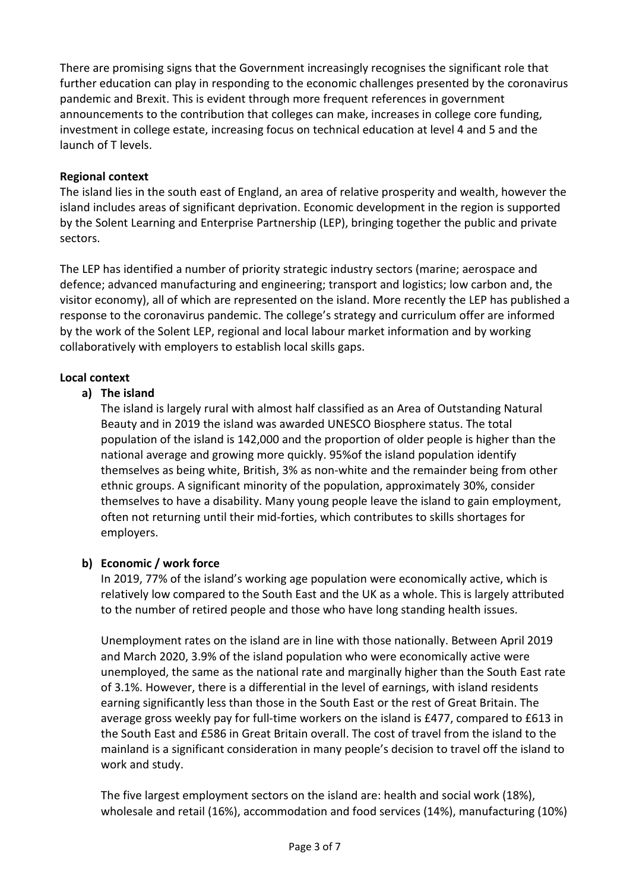There are promising signs that the Government increasingly recognises the significant role that further education can play in responding to the economic challenges presented by the coronavirus pandemic and Brexit. This is evident through more frequent references in government announcements to the contribution that colleges can make, increases in college core funding, investment in college estate, increasing focus on technical education at level 4 and 5 and the launch of T levels.

**Regional context**

The island lies in the south east of England, an area of relative prosperity and wealth, however the island includes areas of significant deprivation. Economic development in the region is supported by the Solent Learning and Enterprise Partnership (LEP), bringing together the public and private sectors.

The LEP has identified a number of priority strategic industry sectors (marine; aerospace and defence; advanced manufacturing and engineering; transport and logistics; low carbon and, the visitor economy), all of which are represented on the island. More recently the LEP has published a response to the coronavirus pandemic. The college's strategy and curriculum offer are informed by the work of the Solent LEP, regional and local labour market information and by working collaboratively with employers to establish local skills gaps.

**Local context**

**a) The island**

The island is largely rural with almost half classified as an Area of Outstanding Natural Beauty and in 2019 the island was awarded UNESCO Biosphere status. The total population of the island is 142,000 and the proportion of older people is higher than the national average and growing more quickly. 95%of the island population identify themselves as being white, British, 3% as non-white and the remainder being from other ethnic groups. A significant minority of the population, approximately 30%, consider themselves to have a disability. Many young people leave the island to gain employment, often not returning until their mid-forties, which contributes to skills shortages for employers.

**b) Economic / work force**

In 2019, 77% of the island's working age population were economically active, which is relatively low compared to the South East and the UK as a whole. This is largely attributed to the number of retired people and those who have long standing health issues.

Unemployment rates on the island are in line with those nationally. Between April 2019 and March 2020, 3.9% of the island population who were economically active were unemployed, the same as the national rate and marginally higher than the South East rate of 3.1%. However, there is a differential in the level of earnings, with island residents earning significantly less than those in the South East or the rest of Great Britain. The average gross weekly pay for full-time workers on the island is £477, compared to £613 in the South East and £586 in Great Britain overall. The cost of travel from the island to the mainland is a significant consideration in many people's decision to travel off the island to work and study.

The five largest employment sectors on the island are: health and social work (18%), wholesale and retail (16%), accommodation and food services (14%), manufacturing (10%)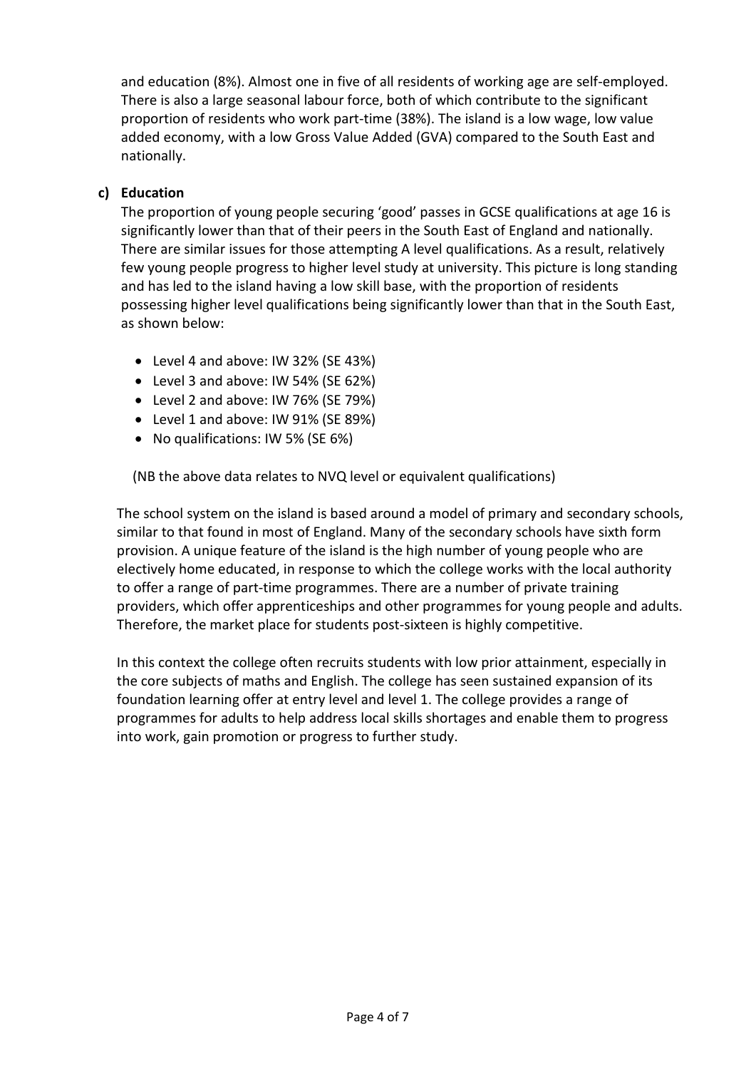and education (8%). Almost one in five of all residents of working age are self-employed. There is also a large seasonal labour force, both of which contribute to the significant proportion of residents who work part-time (38%). The island is a low wage, low value added economy, with a low Gross Value Added (GVA) compared to the South East and nationally.

**c) Education**

The proportion of young people securing 'good' passes in GCSE qualifications at age 16 is significantly lower than that of their peers in the South East of England and nationally. There are similar issues for those attempting A level qualifications. As a result, relatively few young people progress to higher level study at university. This picture is long standing and has led to the island having a low skill base, with the proportion of residents possessing higher level qualifications being significantly lower than that in the South East, as shown below:

- Level 4 and above: IW 32% (SE 43%)
- Level 3 and above: IW 54% (SE 62%)
- Level 2 and above: IW 76% (SE 79%)
- Level 1 and above: IW 91% (SE 89%)
- No qualifications: IW 5% (SE 6%)

(NB the above data relates to NVQ level or equivalent qualifications)

The school system on the island is based around a model of primary and secondary schools, similar to that found in most of England. Many of the secondary schools have sixth form provision. A unique feature of the island is the high number of young people who are electively home educated, in response to which the college works with the local authority to offer a range of part-time programmes. There are a number of private training providers, which offer apprenticeships and other programmes for young people and adults. Therefore, the market place for students post-sixteen is highly competitive.

In this context the college often recruits students with low prior attainment, especially in the core subjects of maths and English. The college has seen sustained expansion of its foundation learning offer at entry level and level 1. The college provides a range of programmes for adults to help address local skills shortages and enable them to progress into work, gain promotion or progress to further study.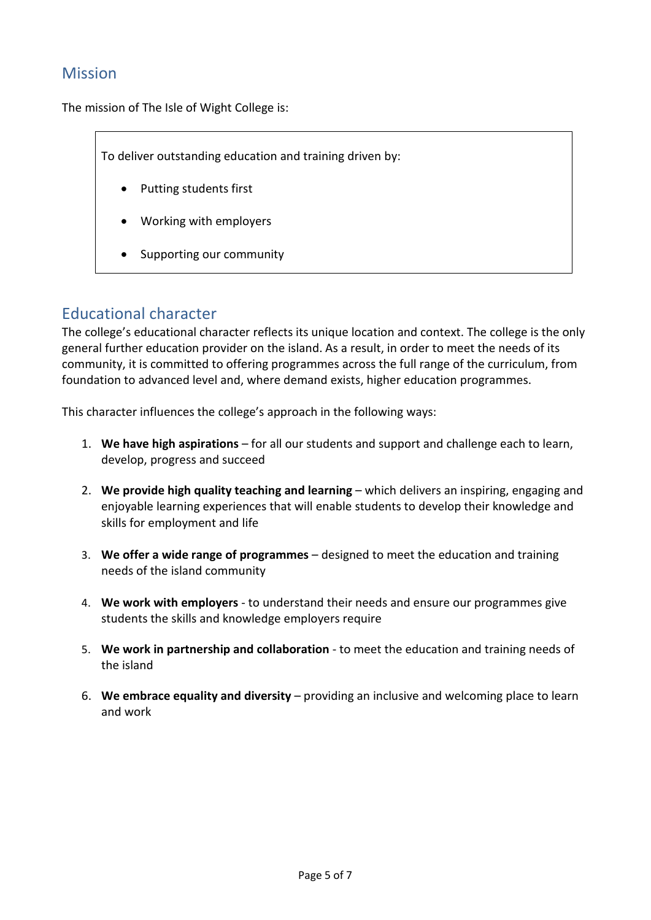## Mission

The mission of The Isle of Wight College is:

> To deliver outstanding education and training driven by:
>
> - Putting students first
> - Working with employers
> - Supporting our community

## Educational character

The college's educational character reflects its unique location and context. The college is the only general further education provider on the island. As a result, in order to meet the needs of its community, it is committed to offering programmes across the full range of the curriculum, from foundation to advanced level and, where demand exists, higher education programmes.

This character influences the college's approach in the following ways:

1. **We have high aspirations** – for all our students and support and challenge each to learn, develop, progress and succeed
2. **We provide high quality teaching and learning** – which delivers an inspiring, engaging and enjoyable learning experiences that will enable students to develop their knowledge and skills for employment and life
3. **We offer a wide range of programmes** – designed to meet the education and training needs of the island community
4. **We work with employers** - to understand their needs and ensure our programmes give students the skills and knowledge employers require
5. **We work in partnership and collaboration** - to meet the education and training needs of the island
6. **We embrace equality and diversity** – providing an inclusive and welcoming place to learn and work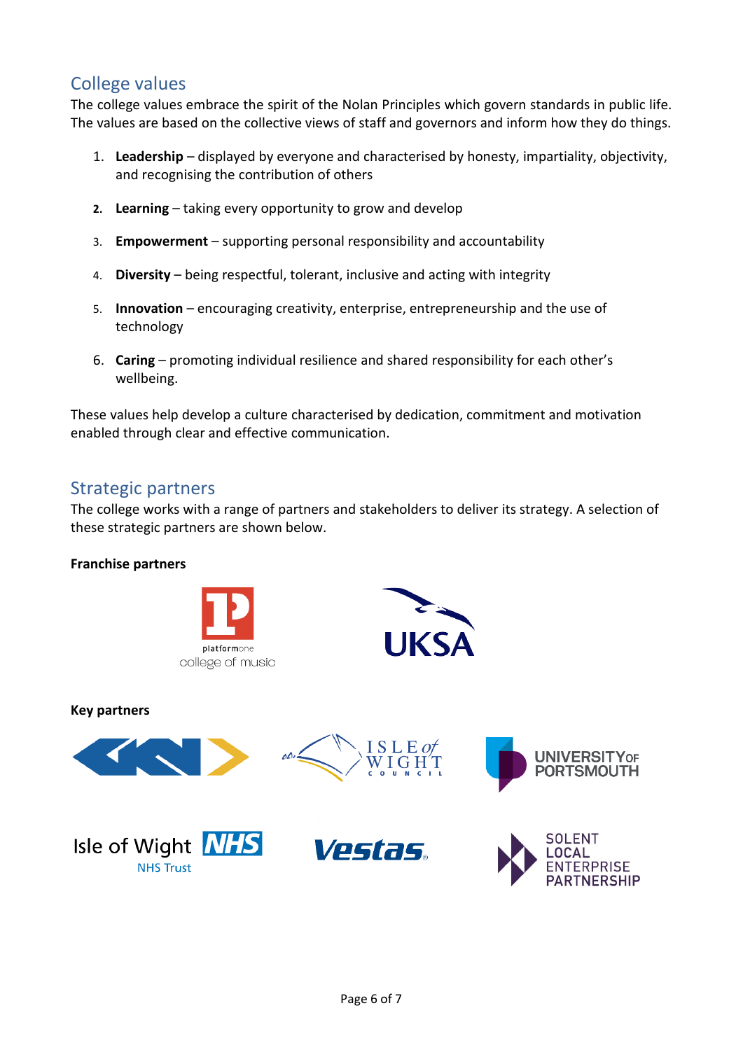## College values

The college values embrace the spirit of the Nolan Principles which govern standards in public life. The values are based on the collective views of staff and governors and inform how they do things.

1. **Leadership** – displayed by everyone and characterised by honesty, impartiality, objectivity, and recognising the contribution of others
2. **Learning** – taking every opportunity to grow and develop
3. **Empowerment** – supporting personal responsibility and accountability
4. **Diversity** – being respectful, tolerant, inclusive and acting with integrity
5. **Innovation** – encouraging creativity, enterprise, entrepreneurship and the use of technology
6. **Caring** – promoting individual resilience and shared responsibility for each other's wellbeing.

These values help develop a culture characterised by dedication, commitment and motivation enabled through clear and effective communication.

## Strategic partners

The college works with a range of partners and stakeholders to deliver its strategy. A selection of these strategic partners are shown below.

**Franchise partners**

platformone college of music

UKSA

**Key partners**

GKN

Isle of Wight Council

University of Portsmouth

Isle of Wight NHS Trust

Vestas

Solent Local Enterprise Partnership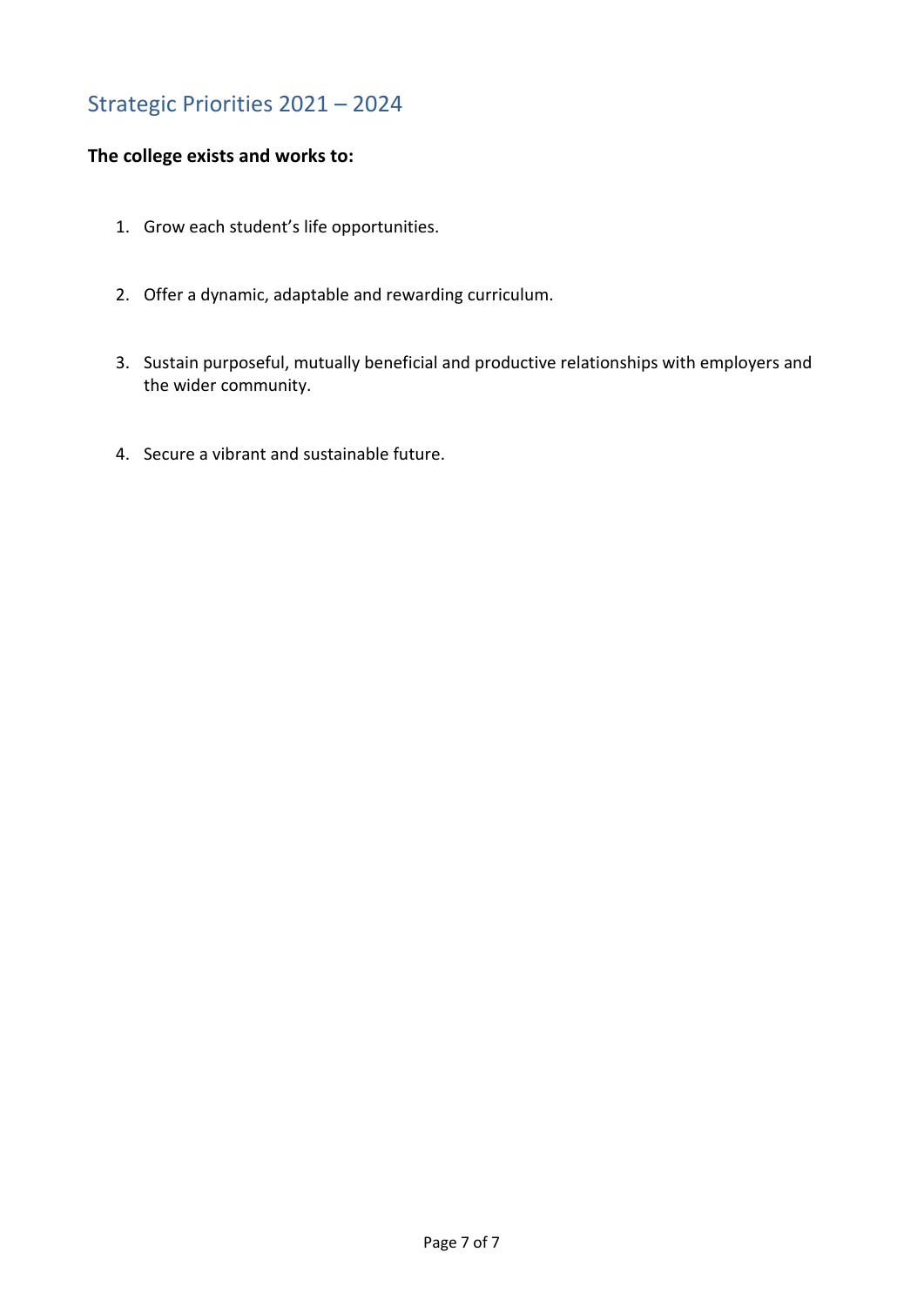## Strategic Priorities 2021 – 2024

**The college exists and works to:**

1. Grow each student's life opportunities.

2. Offer a dynamic, adaptable and rewarding curriculum.

3. Sustain purposeful, mutually beneficial and productive relationships with employers and the wider community.

4. Secure a vibrant and sustainable future.